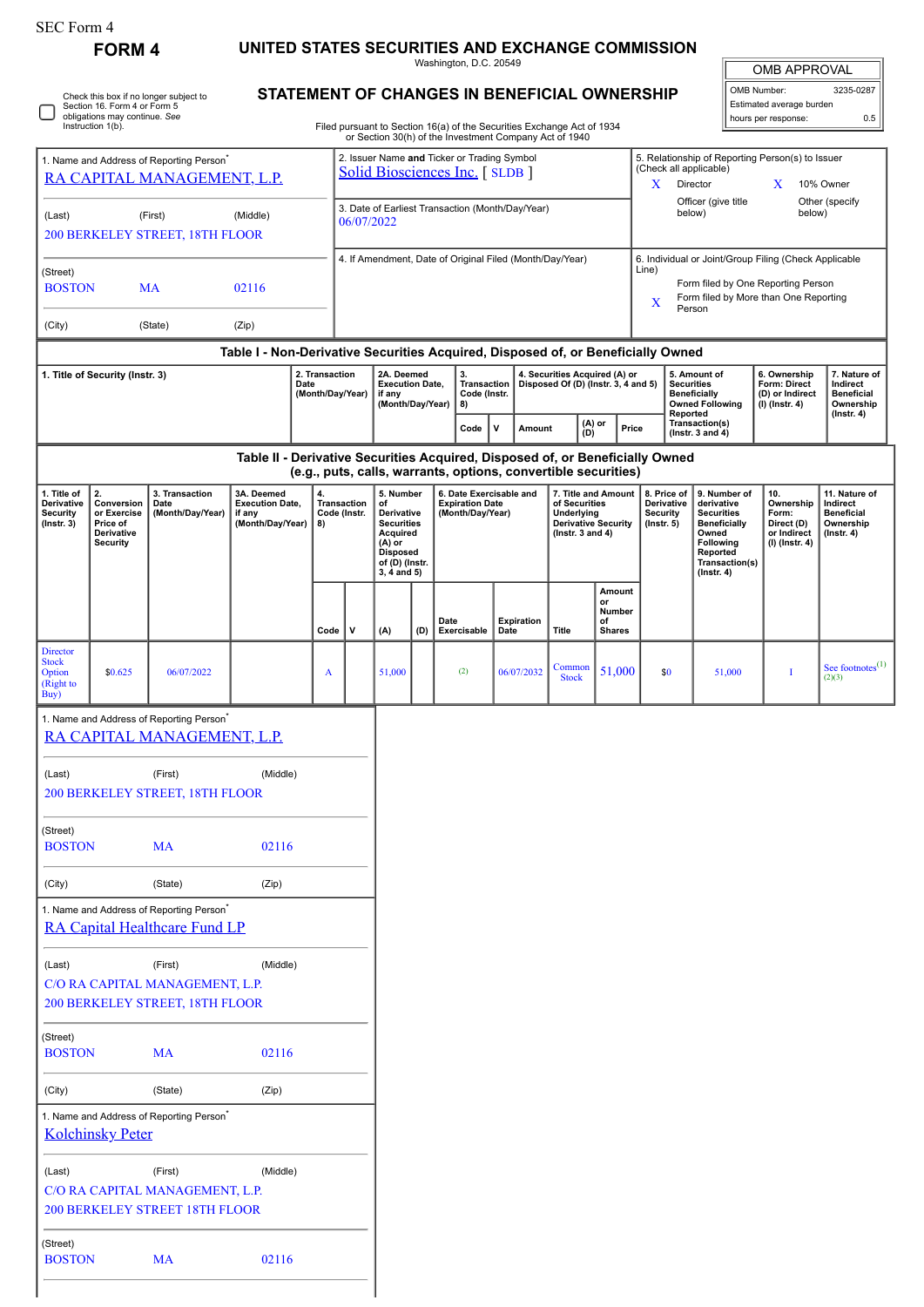SEC Form 4

# FORM 4

## UNITED STATES SECURITIES AND EXCHANGE COMMISSION

Washington, D.C. 20549

## STATEMENT OF CHANGES IN BENEFICIAL OWNERSHIP

Filed pursuant to Section 16(a) of the Securities Exchange Act of 1934 or Section 30(h) of the Investment Company Act of 1940

| OMB APPROVAL | |
|---|---|
| OMB Number: | 3235-0287 |
| Estimated average burden | |
| hours per response: | 0.5 |

☐ Check this box if no longer subject to Section 16. Form 4 or Form 5 obligations may continue. *See* Instruction 1(b).

1. Name and Address of Reporting Person*
RA CAPITAL MANAGEMENT, L.P.

(Last) (First) (Middle)
200 BERKELEY STREET, 18TH FLOOR

(Street)
BOSTON MA 02116

(City) (State) (Zip)

2. Issuer Name **and** Ticker or Trading Symbol
Solid Biosciences Inc. [ SLDB ]

3. Date of Earliest Transaction (Month/Day/Year)
06/07/2022

4. If Amendment, Date of Original Filed (Month/Day/Year)

5. Relationship of Reporting Person(s) to Issuer (Check all applicable)
X Director X 10% Owner
Officer (give title below) Other (specify below)

6. Individual or Joint/Group Filing (Check Applicable Line)
Form filed by One Reporting Person
X Form filed by More than One Reporting Person

### Table I - Non-Derivative Securities Acquired, Disposed of, or Beneficially Owned

| 1. Title of Security (Instr. 3) | 2. Transaction Date (Month/Day/Year) | 2A. Deemed Execution Date, if any (Month/Day/Year) | 3. Transaction Code (Instr. 8) | | 4. Securities Acquired (A) or Disposed Of (D) (Instr. 3, 4 and 5) | | | 5. Amount of Securities Beneficially Owned Following Reported Transaction(s) (Instr. 3 and 4) | 6. Ownership Form: Direct (D) or Indirect (I) (Instr. 4) | 7. Nature of Indirect Beneficial Ownership (Instr. 4) |
|---|---|---|---|---|---|---|---|---|---|---|
| | | | Code | V | Amount | (A) or (D) | Price | | | |

### Table II - Derivative Securities Acquired, Disposed of, or Beneficially Owned (e.g., puts, calls, warrants, options, convertible securities)

| 1. Title of Derivative Security (Instr. 3) | 2. Conversion or Exercise Price of Derivative Security | 3. Transaction Date (Month/Day/Year) | 3A. Deemed Execution Date, if any (Month/Day/Year) | 4. Transaction Code (Instr. 8) | | 5. Number of Derivative Securities Acquired (A) or Disposed of (D) (Instr. 3, 4 and 5) | | 6. Date Exercisable and Expiration Date (Month/Day/Year) | | 7. Title and Amount of Securities Underlying Derivative Security (Instr. 3 and 4) | | 8. Price of Derivative Security (Instr. 5) | 9. Number of derivative Securities Beneficially Owned Following Reported Transaction(s) (Instr. 4) | 10. Ownership Form: Direct (D) or Indirect (I) (Instr. 4) | 11. Nature of Indirect Beneficial Ownership (Instr. 4) |
|---|---|---|---|---|---|---|---|---|---|---|---|---|---|---|---|
| | | | | Code | V | (A) | (D) | Date Exercisable | Expiration Date | Title | Amount or Number of Shares | | | | |
| Director Stock Option (Right to Buy) | $0.625 | 06/07/2022 | | A | | 51,000 | | (2) | 06/07/2032 | Common Stock | 51,000 | $0 | 51,000 | I | See footnotes[(1)(2)(3)] |

1. Name and Address of Reporting Person*
RA CAPITAL MANAGEMENT, L.P.

(Last) (First) (Middle)
200 BERKELEY STREET, 18TH FLOOR

(Street)
BOSTON MA 02116

(City) (State) (Zip)

1. Name and Address of Reporting Person*
RA Capital Healthcare Fund LP

(Last) (First) (Middle)
C/O RA CAPITAL MANAGEMENT, L.P.
200 BERKELEY STREET, 18TH FLOOR

(Street)
BOSTON MA 02116

(City) (State) (Zip)

1. Name and Address of Reporting Person*
Kolchinsky Peter

(Last) (First) (Middle)
C/O RA CAPITAL MANAGEMENT, L.P.
200 BERKELEY STREET 18TH FLOOR

(Street)
BOSTON MA 02116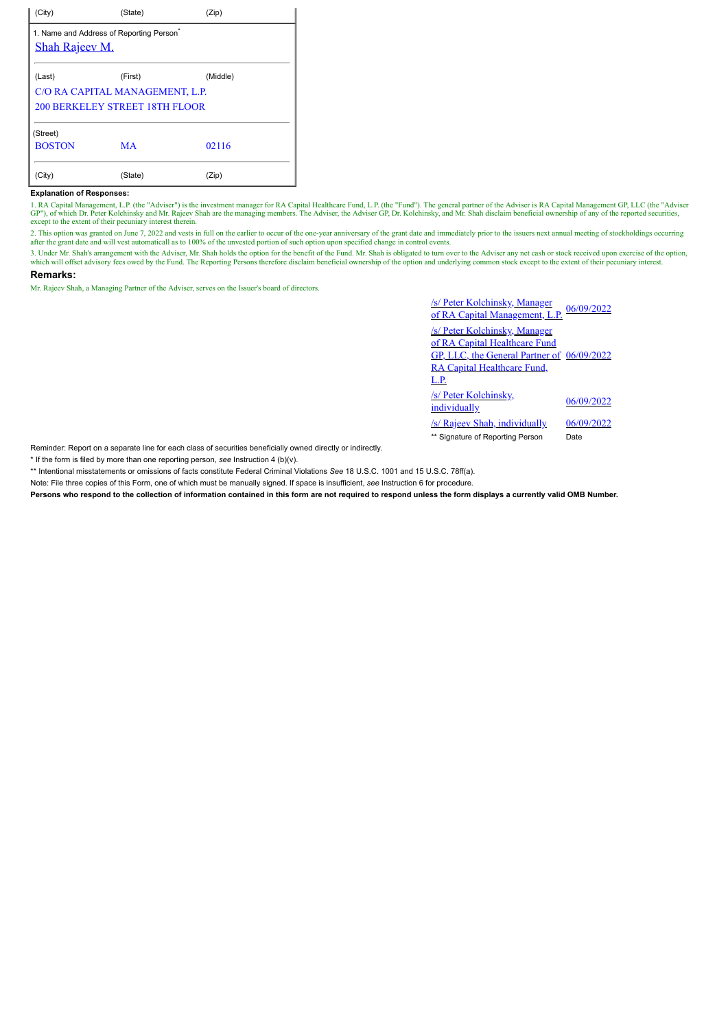| (City) | (State) | (Zip) |
|---|---|---|

| 1. Name and Address of Reporting Person* | | |
|---|---|---|
| Shah Rajeev M. | | |
| (Last) | (First) | (Middle) |
| C/O RA CAPITAL MANAGEMENT, L.P. | | |
| 200 BERKELEY STREET 18TH FLOOR | | |
| (Street) | | |
| BOSTON | MA | 02116 |
| (City) | (State) | (Zip) |

**Explanation of Responses:**

1. RA Capital Management, L.P. (the "Adviser") is the investment manager for RA Capital Healthcare Fund, L.P. (the "Fund"). The general partner of the Adviser is RA Capital Management GP, LLC (the "Adviser GP"), of which Dr. Peter Kolchinsky and Mr. Rajeev Shah are the managing members. The Adviser, the Adviser GP, Dr. Kolchinsky, and Mr. Shah disclaim beneficial ownership of any of the reported securities, except to the extent of their pecuniary interest therein.

2. This option was granted on June 7, 2022 and vests in full on the earlier to occur of the one-year anniversary of the grant date and immediately prior to the issuers next annual meeting of stockholdings occurring after the grant date and will vest automaticall as to 100% of the unvested portion of such option upon specified change in control events.

3. Under Mr. Shah's arrangement with the Adviser, Mr. Shah holds the option for the benefit of the Fund. Mr. Shah is obligated to turn over to the Adviser any net cash or stock received upon exercise of the option, which will offset advisory fees owed by the Fund. The Reporting Persons therefore disclaim beneficial ownership of the option and underlying common stock except to the extent of their pecuniary interest.

**Remarks:**

Mr. Rajeev Shah, a Managing Partner of the Adviser, serves on the Issuer's board of directors.

| | |
|---|---|
| /s/ Peter Kolchinsky, Manager of RA Capital Management, L.P. | 06/09/2022 |
| /s/ Peter Kolchinsky, Manager of RA Capital Healthcare Fund GP, LLC, the General Partner of RA Capital Healthcare Fund, L.P. | 06/09/2022 |
| /s/ Peter Kolchinsky, individually | 06/09/2022 |
| /s/ Rajeev Shah, individually | 06/09/2022 |
| ** Signature of Reporting Person | Date |

Reminder: Report on a separate line for each class of securities beneficially owned directly or indirectly.

* If the form is filed by more than one reporting person, *see* Instruction 4 (b)(v).

** Intentional misstatements or omissions of facts constitute Federal Criminal Violations *See* 18 U.S.C. 1001 and 15 U.S.C. 78ff(a).

Note: File three copies of this Form, one of which must be manually signed. If space is insufficient, *see* Instruction 6 for procedure.

**Persons who respond to the collection of information contained in this form are not required to respond unless the form displays a currently valid OMB Number.**